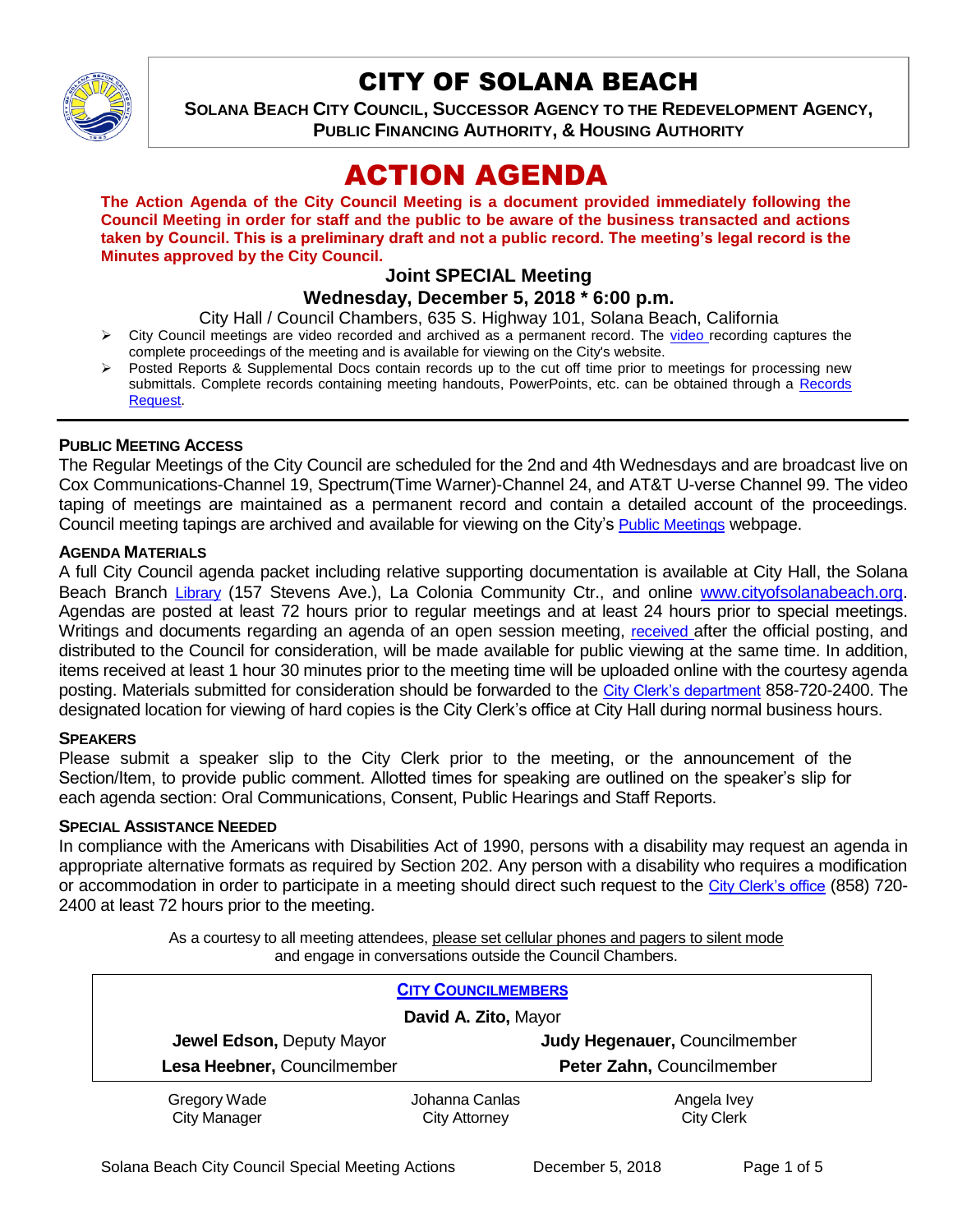# CITY OF SOLANA BEACH

**SOLANA BEACH CITY COUNCIL, SUCCESSOR AGENCY TO THE REDEVELOPMENT AGENCY, PUBLIC FINANCING AUTHORITY, & HOUSING AUTHORITY**

# ACTION AGENDA

**The Action Agenda of the City Council Meeting is a document provided immediately following the Council Meeting in order for staff and the public to be aware of the business transacted and actions taken by Council. This is a preliminary draft and not a public record. The meeting's legal record is the Minutes approved by the City Council.**

## Joint SPECIAL Meeting

## Wednesday, December 5, 2018 * 6:00 p.m.

City Hall / Council Chambers, 635 S. Highway 101, Solana Beach, California

- City Council meetings are video recorded and archived as a permanent record. The video recording captures the complete proceedings of the meeting and is available for viewing on the City's website.
- Posted Reports & Supplemental Docs contain records up to the cut off time prior to meetings for processing new submittals. Complete records containing meeting handouts, PowerPoints, etc. can be obtained through a Records Request.

### PUBLIC MEETING ACCESS

The Regular Meetings of the City Council are scheduled for the 2nd and 4th Wednesdays and are broadcast live on Cox Communications-Channel 19, Spectrum(Time Warner)-Channel 24, and AT&T U-verse Channel 99. The video taping of meetings are maintained as a permanent record and contain a detailed account of the proceedings. Council meeting tapings are archived and available for viewing on the City's Public Meetings webpage.

### AGENDA MATERIALS

A full City Council agenda packet including relative supporting documentation is available at City Hall, the Solana Beach Branch Library (157 Stevens Ave.), La Colonia Community Ctr., and online www.cityofsolanabeach.org. Agendas are posted at least 72 hours prior to regular meetings and at least 24 hours prior to special meetings. Writings and documents regarding an agenda of an open session meeting, received after the official posting, and distributed to the Council for consideration, will be made available for public viewing at the same time. In addition, items received at least 1 hour 30 minutes prior to the meeting time will be uploaded online with the courtesy agenda posting. Materials submitted for consideration should be forwarded to the City Clerk's department 858-720-2400. The designated location for viewing of hard copies is the City Clerk's office at City Hall during normal business hours.

### SPEAKERS

Please submit a speaker slip to the City Clerk prior to the meeting, or the announcement of the Section/Item, to provide public comment. Allotted times for speaking are outlined on the speaker's slip for each agenda section: Oral Communications, Consent, Public Hearings and Staff Reports.

### SPECIAL ASSISTANCE NEEDED

In compliance with the Americans with Disabilities Act of 1990, persons with a disability may request an agenda in appropriate alternative formats as required by Section 202. Any person with a disability who requires a modification or accommodation in order to participate in a meeting should direct such request to the City Clerk's office (858) 720-2400 at least 72 hours prior to the meeting.

As a courtesy to all meeting attendees, please set cellular phones and pagers to silent mode and engage in conversations outside the Council Chambers.

| CITY COUNCILMEMBERS | |
|---|---|
| **David A. Zito,** Mayor | |
| **Jewel Edson,** Deputy Mayor | **Judy Hegenauer,** Councilmember |
| **Lesa Heebner,** Councilmember | **Peter Zahn,** Councilmember |

| Gregory Wade | Johanna Canlas | Angela Ivey |
|---|---|---|
| City Manager | City Attorney | City Clerk |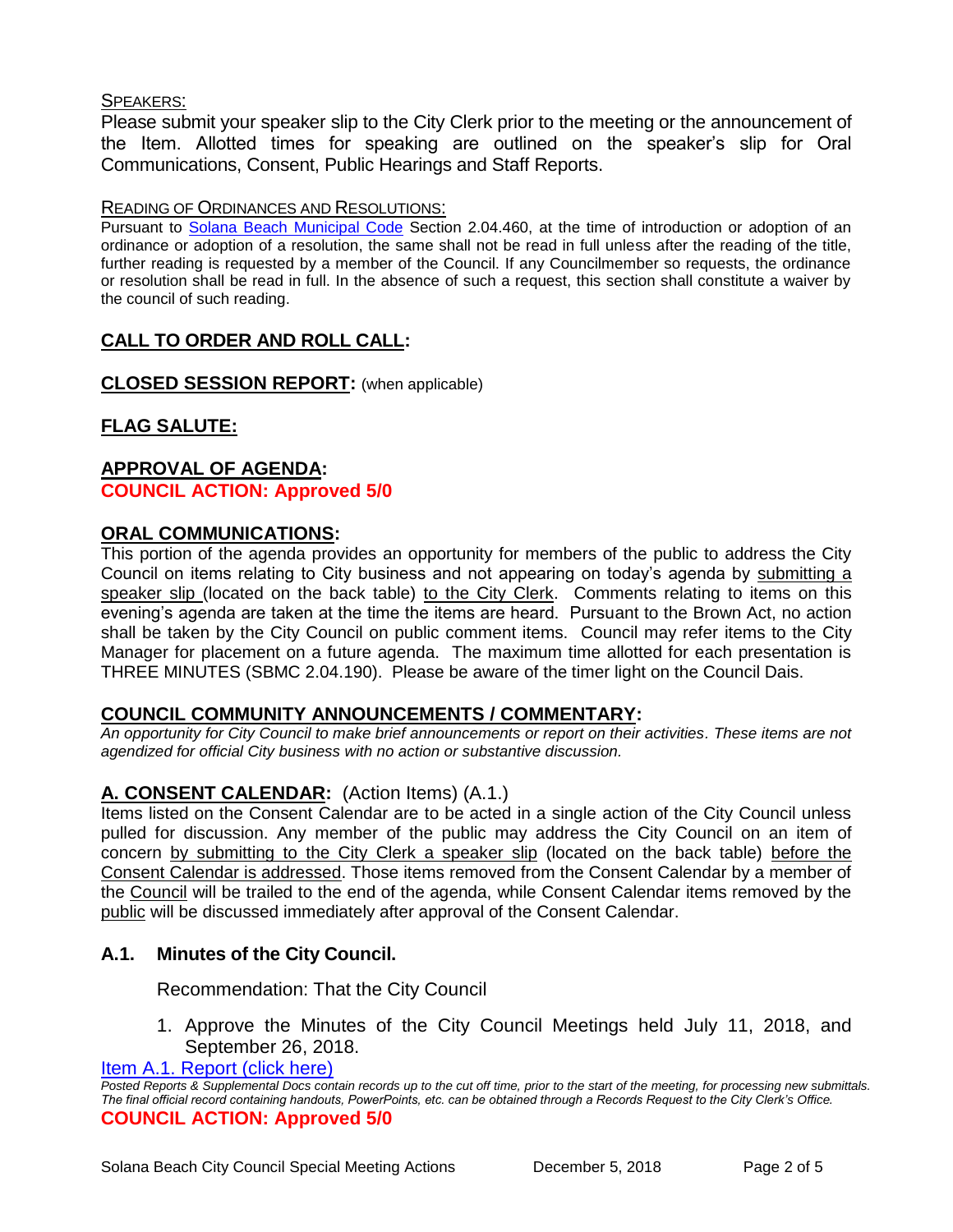SPEAKERS:

Please submit your speaker slip to the City Clerk prior to the meeting or the announcement of the Item. Allotted times for speaking are outlined on the speaker's slip for Oral Communications, Consent, Public Hearings and Staff Reports.

READING OF ORDINANCES AND RESOLUTIONS:

Pursuant to Solana Beach Municipal Code Section 2.04.460, at the time of introduction or adoption of an ordinance or adoption of a resolution, the same shall not be read in full unless after the reading of the title, further reading is requested by a member of the Council. If any Councilmember so requests, the ordinance or resolution shall be read in full. In the absence of such a request, this section shall constitute a waiver by the council of such reading.

## CALL TO ORDER AND ROLL CALL:

## CLOSED SESSION REPORT: (when applicable)

## FLAG SALUTE:

## APPROVAL OF AGENDA:

**COUNCIL ACTION: Approved 5/0**

## ORAL COMMUNICATIONS:

This portion of the agenda provides an opportunity for members of the public to address the City Council on items relating to City business and not appearing on today's agenda by submitting a speaker slip (located on the back table) to the City Clerk. Comments relating to items on this evening's agenda are taken at the time the items are heard. Pursuant to the Brown Act, no action shall be taken by the City Council on public comment items. Council may refer items to the City Manager for placement on a future agenda. The maximum time allotted for each presentation is THREE MINUTES (SBMC 2.04.190). Please be aware of the timer light on the Council Dais.

## COUNCIL COMMUNITY ANNOUNCEMENTS / COMMENTARY:

*An opportunity for City Council to make brief announcements or report on their activities. These items are not agendized for official City business with no action or substantive discussion.*

## A. CONSENT CALENDAR: (Action Items) (A.1.)

Items listed on the Consent Calendar are to be acted in a single action of the City Council unless pulled for discussion. Any member of the public may address the City Council on an item of concern by submitting to the City Clerk a speaker slip (located on the back table) before the Consent Calendar is addressed. Those items removed from the Consent Calendar by a member of the Council will be trailed to the end of the agenda, while Consent Calendar items removed by the public will be discussed immediately after approval of the Consent Calendar.

### A.1. Minutes of the City Council.

Recommendation: That the City Council

1. Approve the Minutes of the City Council Meetings held July 11, 2018, and September 26, 2018.

Item A.1. Report (click here)

*Posted Reports & Supplemental Docs contain records up to the cut off time, prior to the start of the meeting, for processing new submittals. The final official record containing handouts, PowerPoints, etc. can be obtained through a Records Request to the City Clerk's Office.*

**COUNCIL ACTION: Approved 5/0**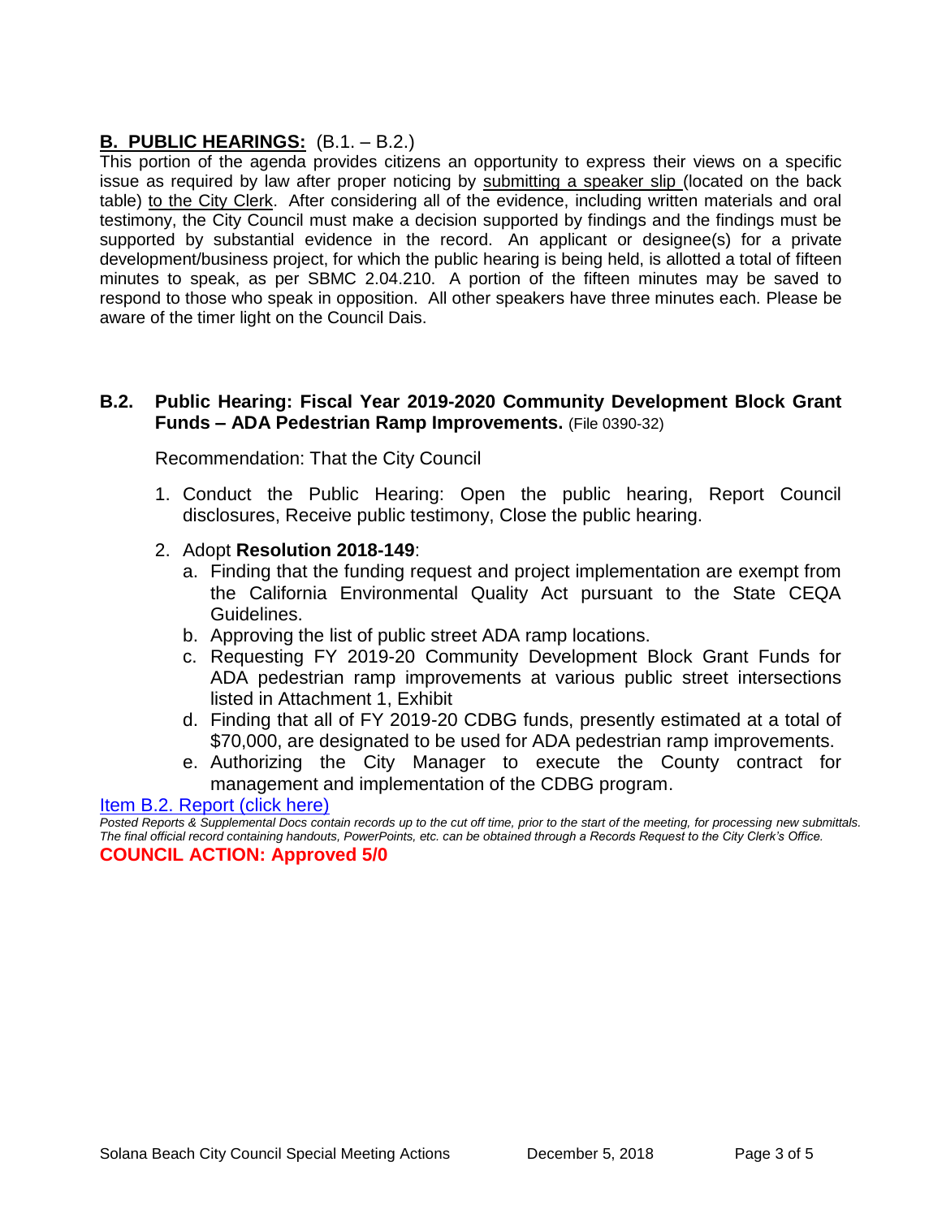## **B. PUBLIC HEARINGS:** (B.1. – B.2.)

This portion of the agenda provides citizens an opportunity to express their views on a specific issue as required by law after proper noticing by submitting a speaker slip (located on the back table) to the City Clerk. After considering all of the evidence, including written materials and oral testimony, the City Council must make a decision supported by findings and the findings must be supported by substantial evidence in the record. An applicant or designee(s) for a private development/business project, for which the public hearing is being held, is allotted a total of fifteen minutes to speak, as per SBMC 2.04.210. A portion of the fifteen minutes may be saved to respond to those who speak in opposition. All other speakers have three minutes each. Please be aware of the timer light on the Council Dais.

### **B.2. Public Hearing: Fiscal Year 2019-2020 Community Development Block Grant Funds – ADA Pedestrian Ramp Improvements.** (File 0390-32)

Recommendation: That the City Council

1. Conduct the Public Hearing: Open the public hearing, Report Council disclosures, Receive public testimony, Close the public hearing.
2. Adopt **Resolution 2018-149**:
   a. Finding that the funding request and project implementation are exempt from the California Environmental Quality Act pursuant to the State CEQA Guidelines.
   b. Approving the list of public street ADA ramp locations.
   c. Requesting FY 2019-20 Community Development Block Grant Funds for ADA pedestrian ramp improvements at various public street intersections listed in Attachment 1, Exhibit
   d. Finding that all of FY 2019-20 CDBG funds, presently estimated at a total of $70,000, are designated to be used for ADA pedestrian ramp improvements.
   e. Authorizing the City Manager to execute the County contract for management and implementation of the CDBG program.

Item B.2. Report (click here)

*Posted Reports & Supplemental Docs contain records up to the cut off time, prior to the start of the meeting, for processing new submittals. The final official record containing handouts, PowerPoints, etc. can be obtained through a Records Request to the City Clerk's Office.*

**COUNCIL ACTION: Approved 5/0**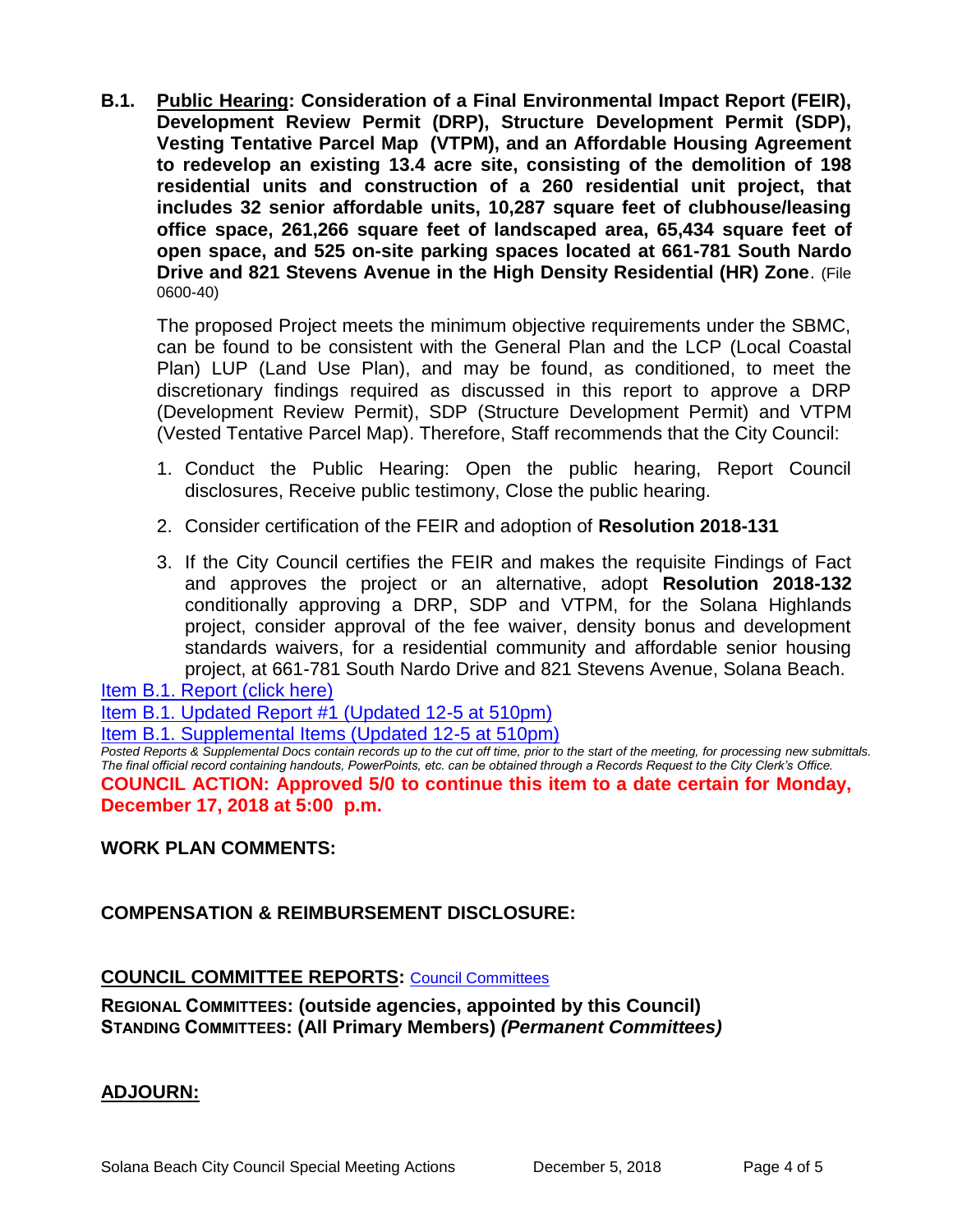**B.1. Public Hearing: Consideration of a Final Environmental Impact Report (FEIR), Development Review Permit (DRP), Structure Development Permit (SDP), Vesting Tentative Parcel Map (VTPM), and an Affordable Housing Agreement to redevelop an existing 13.4 acre site, consisting of the demolition of 198 residential units and construction of a 260 residential unit project, that includes 32 senior affordable units, 10,287 square feet of clubhouse/leasing office space, 261,266 square feet of landscaped area, 65,434 square feet of open space, and 525 on-site parking spaces located at 661-781 South Nardo Drive and 821 Stevens Avenue in the High Density Residential (HR) Zone**. (File 0600-40)

The proposed Project meets the minimum objective requirements under the SBMC, can be found to be consistent with the General Plan and the LCP (Local Coastal Plan) LUP (Land Use Plan), and may be found, as conditioned, to meet the discretionary findings required as discussed in this report to approve a DRP (Development Review Permit), SDP (Structure Development Permit) and VTPM (Vested Tentative Parcel Map). Therefore, Staff recommends that the City Council:

1. Conduct the Public Hearing: Open the public hearing, Report Council disclosures, Receive public testimony, Close the public hearing.
2. Consider certification of the FEIR and adoption of **Resolution 2018-131**
3. If the City Council certifies the FEIR and makes the requisite Findings of Fact and approves the project or an alternative, adopt **Resolution 2018-132** conditionally approving a DRP, SDP and VTPM, for the Solana Highlands project, consider approval of the fee waiver, density bonus and development standards waivers, for a residential community and affordable senior housing project, at 661-781 South Nardo Drive and 821 Stevens Avenue, Solana Beach.

Item B.1. Report (click here)

Item B.1. Updated Report #1 (Updated 12-5 at 510pm)

Item B.1. Supplemental Items (Updated 12-5 at 510pm)

*Posted Reports & Supplemental Docs contain records up to the cut off time, prior to the start of the meeting, for processing new submittals. The final official record containing handouts, PowerPoints, etc. can be obtained through a Records Request to the City Clerk's Office.*

**COUNCIL ACTION: Approved 5/0 to continue this item to a date certain for Monday, December 17, 2018 at 5:00 p.m.**

## WORK PLAN COMMENTS:

## COMPENSATION & REIMBURSEMENT DISCLOSURE:

## COUNCIL COMMITTEE REPORTS: Council Committees

**REGIONAL COMMITTEES: (outside agencies, appointed by this Council)**
**STANDING COMMITTEES: (All Primary Members) *(Permanent Committees)***

## ADJOURN: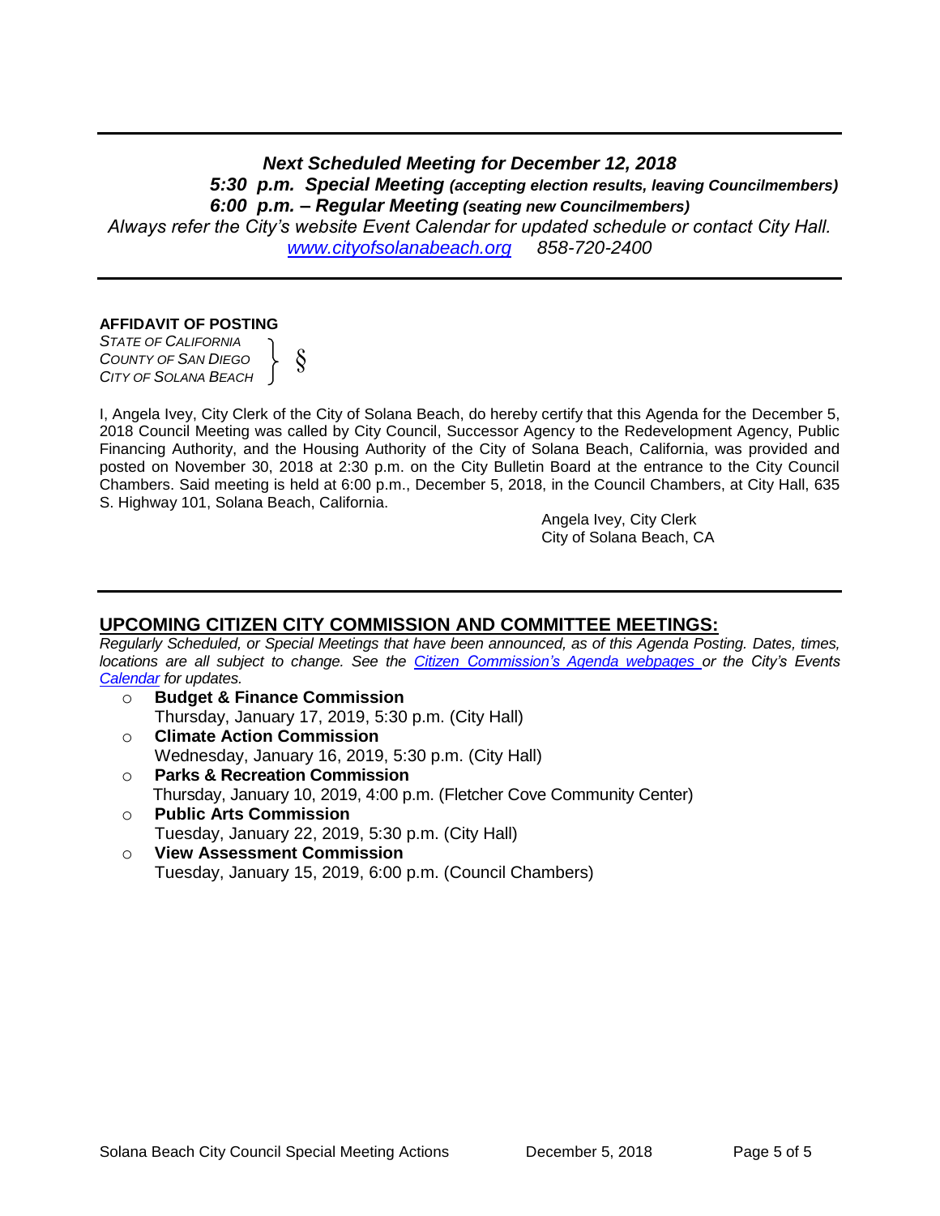---

***Next Scheduled Meeting for December 12, 2018***

***5:30 p.m. Special Meeting (accepting election results, leaving Councilmembers)***

***6:00 p.m. – Regular Meeting (seating new Councilmembers)***

*Always refer the City's website Event Calendar for updated schedule or contact City Hall.*

*[www.cityofsolanabeach.org](www.cityofsolanabeach.org) 858-720-2400*

---

**AFFIDAVIT OF POSTING**

*STATE OF CALIFORNIA*
*COUNTY OF SAN DIEGO* } §
*CITY OF SOLANA BEACH*

I, Angela Ivey, City Clerk of the City of Solana Beach, do hereby certify that this Agenda for the December 5, 2018 Council Meeting was called by City Council, Successor Agency to the Redevelopment Agency, Public Financing Authority, and the Housing Authority of the City of Solana Beach, California, was provided and posted on November 30, 2018 at 2:30 p.m. on the City Bulletin Board at the entrance to the City Council Chambers. Said meeting is held at 6:00 p.m., December 5, 2018, in the Council Chambers, at City Hall, 635 S. Highway 101, Solana Beach, California.

Angela Ivey, City Clerk
City of Solana Beach, CA

---

## UPCOMING CITIZEN CITY COMMISSION AND COMMITTEE MEETINGS:

*Regularly Scheduled, or Special Meetings that have been announced, as of this Agenda Posting. Dates, times, locations are all subject to change. See the Citizen Commission's Agenda webpages or the City's Events Calendar for updates.*

- **Budget & Finance Commission**
  Thursday, January 17, 2019, 5:30 p.m. (City Hall)
- **Climate Action Commission**
  Wednesday, January 16, 2019, 5:30 p.m. (City Hall)
- **Parks & Recreation Commission**
  Thursday, January 10, 2019, 4:00 p.m. (Fletcher Cove Community Center)
- **Public Arts Commission**
  Tuesday, January 22, 2019, 5:30 p.m. (City Hall)
- **View Assessment Commission**
  Tuesday, January 15, 2019, 6:00 p.m. (Council Chambers)